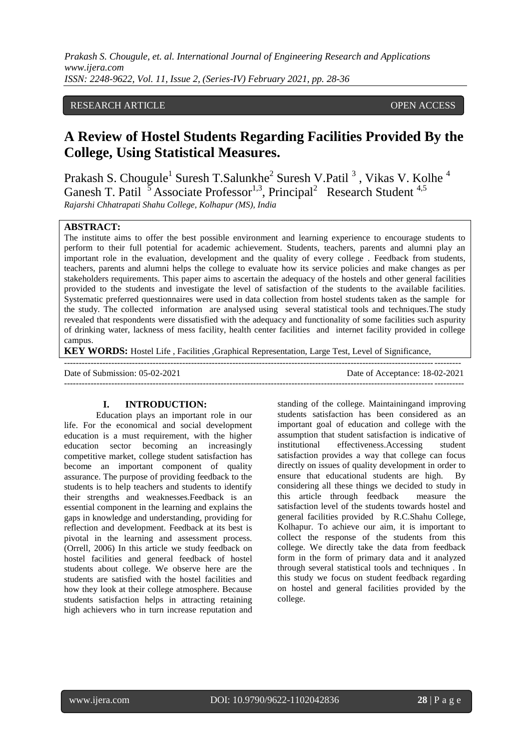RESEARCH ARTICLE OPEN ACCESS

# A Review of Hostel Students Regarding Facilities Provided By the College, Using Statistical Measures.

Prakash S. Chougule[1] Suresh T.Salunkhe[2] Suresh V.Patil [3] , Vikas V. Kolhe [4] Ganesh T. Patil [5] Associate Professor[1,3], Principal[2] Research Student [4,5]

*Rajarshi Chhatrapati Shahu College, Kolhapur (MS), India*

**ABSTRACT:**

The institute aims to offer the best possible environment and learning experience to encourage students to perform to their full potential for academic achievement. Students, teachers, parents and alumni play an important role in the evaluation, development and the quality of every college . Feedback from students, teachers, parents and alumni helps the college to evaluate how its service policies and make changes as per stakeholders requirements. This paper aims to ascertain the adequacy of the hostels and other general facilities provided to the students and investigate the level of satisfaction of the students to the available facilities. Systematic preferred questionnaires were used in data collection from hostel students taken as the sample for the study. The collected information are analysed using several statistical tools and techniques.The study revealed that respondents were dissatisfied with the adequacy and functionality of some facilities such aspurity of drinking water, lackness of mess facility, health center facilities and internet facility provided in college campus.

**KEY WORDS:** Hostel Life , Facilities ,Graphical Representation, Large Test, Level of Significance,

Date of Submission: 05-02-2021 Date of Acceptance: 18-02-2021

## I. INTRODUCTION:

Education plays an important role in our life. For the economical and social development education is a must requirement, with the higher education sector becoming an increasingly competitive market, college student satisfaction has become an important component of quality assurance. The purpose of providing feedback to the students is to help teachers and students to identify their strengths and weaknesses.Feedback is an essential component in the learning and explains the gaps in knowledge and understanding, providing for reflection and development. Feedback at its best is pivotal in the learning and assessment process. (Orrell, 2006) In this article we study feedback on hostel facilities and general feedback of hostel students about college. We observe here are the students are satisfied with the hostel facilities and how they look at their college atmosphere. Because students satisfaction helps in attracting retaining high achievers who in turn increase reputation and standing of the college. Maintainingand improving students satisfaction has been considered as an important goal of education and college with the assumption that student satisfaction is indicative of institutional effectiveness.Accessing student satisfaction provides a way that college can focus directly on issues of quality development in order to ensure that educational students are high. By considering all these things we decided to study in this article through feedback measure the satisfaction level of the students towards hostel and general facilities provided by R.C.Shahu College, Kolhapur. To achieve our aim, it is important to collect the response of the students from this college. We directly take the data from feedback form in the form of primary data and it analyzed through several statistical tools and techniques . In this study we focus on student feedback regarding on hostel and general facilities provided by the college.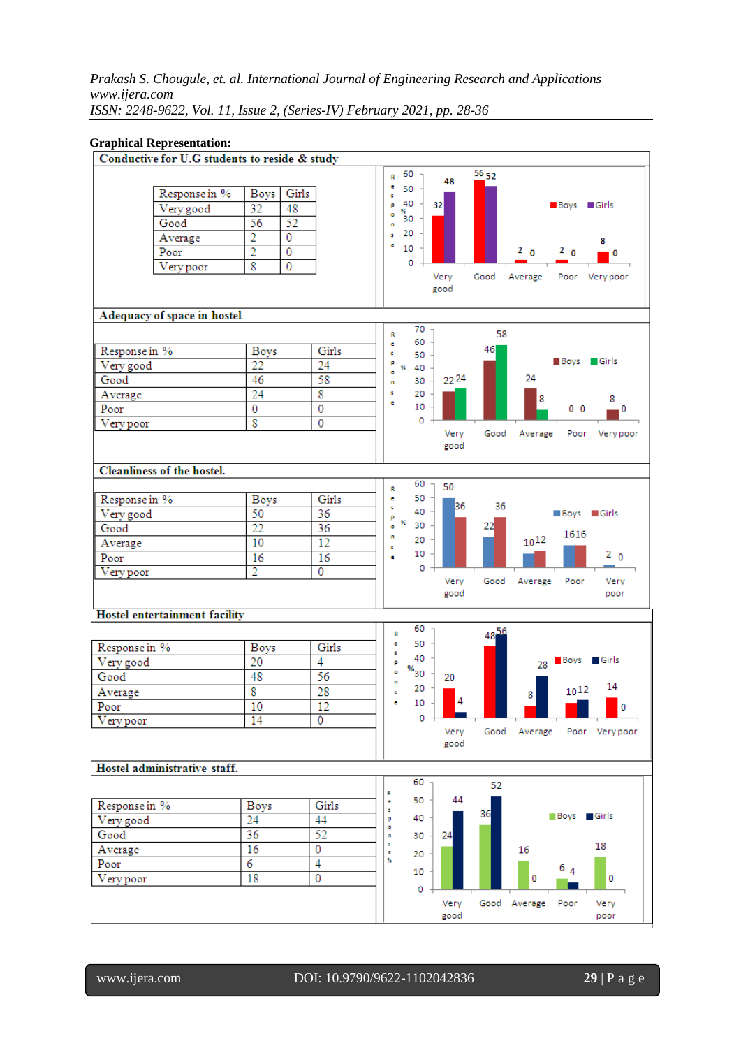**Graphical Representation:**

**Conductive for U.G students to reside & study**

| Response in % | Boys | Girls |
|---|---|---|
| Very good | 32 | 48 |
| Good | 56 | 52 |
| Average | 2 | 0 |
| Poor | 2 | 0 |
| Very poor | 8 | 0 |

**Adequacy of space in hostel.**

| Response in % | Boys | Girls |
|---|---|---|
| Very good | 22 | 24 |
| Good | 46 | 58 |
| Average | 24 | 8 |
| Poor | 0 | 0 |
| Very poor | 8 | 0 |

**Cleanliness of the hostel.**

| Response in % | Boys | Girls |
|---|---|---|
| Very good | 50 | 36 |
| Good | 22 | 36 |
| Average | 10 | 12 |
| Poor | 16 | 16 |
| Very poor | 2 | 0 |

**Hostel entertainment facility**

| Response in % | Boys | Girls |
|---|---|---|
| Very good | 20 | 4 |
| Good | 48 | 56 |
| Average | 8 | 28 |
| Poor | 10 | 12 |
| Very poor | 14 | 0 |

**Hostel administrative staff.**

| Response in % | Boys | Girls |
|---|---|---|
| Very good | 24 | 44 |
| Good | 36 | 52 |
| Average | 16 | 0 |
| Poor | 6 | 4 |
| Very poor | 18 | 0 |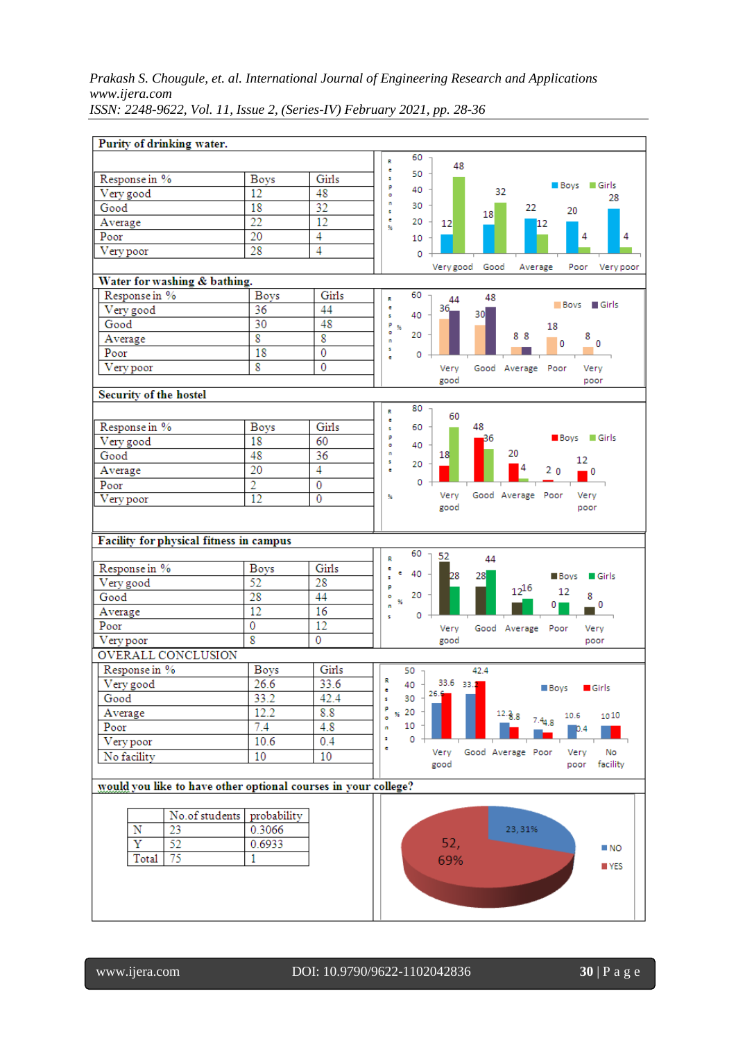**Purity of drinking water.**

| Response in % | Boys | Girls |
|---|---|---|
| Very good | 12 | 48 |
| Good | 18 | 32 |
| Average | 22 | 12 |
| Poor | 20 | 4 |
| Very poor | 28 | 4 |

**Water for washing & bathing.**

| Response in % | Boys | Girls |
|---|---|---|
| Very good | 36 | 44 |
| Good | 30 | 48 |
| Average | 8 | 8 |
| Poor | 18 | 0 |
| Very poor | 8 | 0 |

**Security of the hostel**

| Response in % | Boys | Girls |
|---|---|---|
| Very good | 18 | 60 |
| Good | 48 | 36 |
| Average | 20 | 4 |
| Poor | 2 | 0 |
| Very poor | 12 | 0 |

**Facility for physical fitness in campus**

| Response in % | Boys | Girls |
|---|---|---|
| Very good | 52 | 28 |
| Good | 28 | 44 |
| Average | 12 | 16 |
| Poor | 0 | 12 |
| Very poor | 8 | 0 |

OVERALL CONCLUSION

| Response in % | Boys | Girls |
|---|---|---|
| Very good | 26.6 | 33.6 |
| Good | 33.2 | 42.4 |
| Average | 12.2 | 8.8 |
| Poor | 7.4 | 4.8 |
| Very poor | 10.6 | 0.4 |
| No facility | 10 | 10 |

**would you like to have other optional courses in your college?**

| | No. of students | probability |
|---|---|---|
| N | 23 | 0.3066 |
| Y | 52 | 0.6933 |
| Total | 75 | 1 |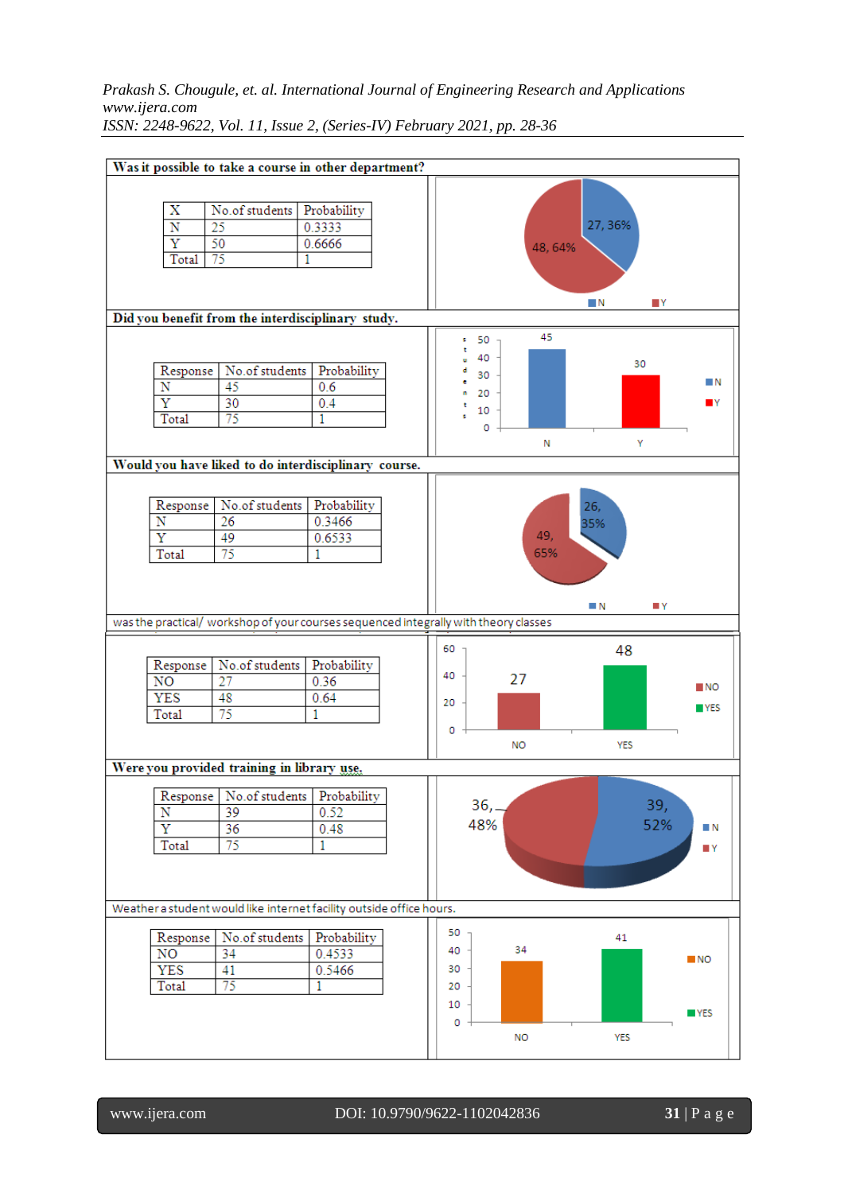**Was it possible to take a course in other department?**

| X | No.of students | Probability |
|---|---|---|
| N | 25 | 0.3333 |
| Y | 50 | 0.6666 |
| Total | 75 | 1 |

**Did you benefit from the interdisciplinary study.**

| Response | No.of students | Probability |
|---|---|---|
| N | 45 | 0.6 |
| Y | 30 | 0.4 |
| Total | 75 | 1 |

**Would you have liked to do interdisciplinary course.**

| Response | No.of students | Probability |
|---|---|---|
| N | 26 | 0.3466 |
| Y | 49 | 0.6533 |
| Total | 75 | 1 |

was the practical/ workshop of your courses sequenced integrally with theory classes

| Response | No.of students | Probability |
|---|---|---|
| NO | 27 | 0.36 |
| YES | 48 | 0.64 |
| Total | 75 | 1 |

**Were you provided training in library use.**

| Response | No.of students | Probability |
|---|---|---|
| N | 39 | 0.52 |
| Y | 36 | 0.48 |
| Total | 75 | 1 |

Weather a student would like internet facility outside office hours.

| Response | No.of students | Probability |
|---|---|---|
| NO | 34 | 0.4533 |
| YES | 41 | 0.5466 |
| Total | 75 | 1 |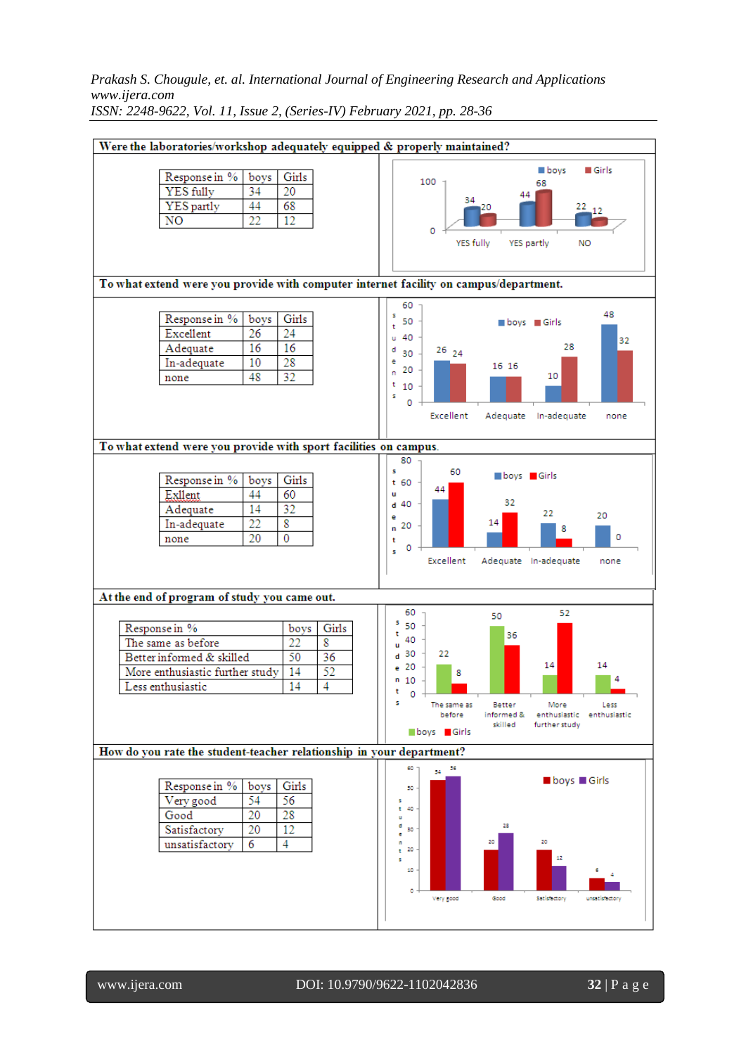**Were the laboratories/workshop adequately equipped & properly maintained?**

| Response in % | boys | Girls |
|---|---|---|
| YES fully | 34 | 20 |
| YES partly | 44 | 68 |
| NO | 22 | 12 |

**To what extend were you provide with computer internet facility on campus/department.**

| Response in % | boys | Girls |
|---|---|---|
| Excellent | 26 | 24 |
| Adequate | 16 | 16 |
| In-adequate | 10 | 28 |
| none | 48 | 32 |

**To what extend were you provided with sport facilities on campus.**

| Response in % | boys | Girls |
|---|---|---|
| Exllent | 44 | 60 |
| Adequate | 14 | 32 |
| In-adequate | 22 | 8 |
| none | 20 | 0 |

**At the end of program of study you came out.**

| Response in % | boys | Girls |
|---|---|---|
| The same as before | 22 | 8 |
| Better informed & skilled | 50 | 36 |
| More enthusiastic further study | 14 | 52 |
| Less enthusiastic | 14 | 4 |

**How do you rate the student-teacher relationship in your department?**

| Response in % | boys | Girls |
|---|---|---|
| Very good | 54 | 56 |
| Good | 20 | 28 |
| Satisfactory | 20 | 12 |
| unsatisfactory | 6 | 4 |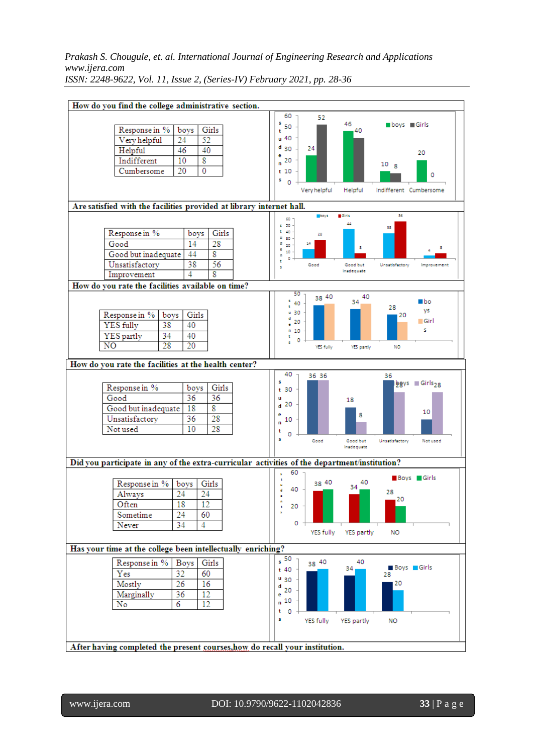**How do you find the college administrative section.**

| Response in % | boys | Girls |
|---|---|---|
| Very helpful | 24 | 52 |
| Helpful | 46 | 40 |
| Indifferent | 10 | 8 |
| Cumbersome | 20 | 0 |

**Are satisfied with the facilities provided at library internet hall.**

| Response in % | boys | Girls |
|---|---|---|
| Good | 14 | 28 |
| Good but inadequate | 44 | 8 |
| Unsatisfactory | 38 | 56 |
| Improvement | 4 | 8 |

**How do you rate the facilities available on time?**

| Response in % | boys | Girls |
|---|---|---|
| YES fully | 38 | 40 |
| YES partly | 34 | 40 |
| NO | 28 | 20 |

**How do you rate the facilities at the health center?**

| Response in % | boys | Girls |
|---|---|---|
| Good | 36 | 36 |
| Good but inadequate | 18 | 8 |
| Unsatisfactory | 36 | 28 |
| Not used | 10 | 28 |

**Did you participate in any of the extra-curricular activities of the department/institution?**

| Response in % | boys | Girls |
|---|---|---|
| Always | 24 | 24 |
| Often | 18 | 12 |
| Sometime | 24 | 60 |
| Never | 34 | 4 |

**Has your time at the college been intellectually enriching?**

| Response in % | Boys | Girls |
|---|---|---|
| Yes | 32 | 60 |
| Mostly | 26 | 16 |
| Marginally | 36 | 12 |
| No | 6 | 12 |

**After having completed the present courses,how do recall your institution.**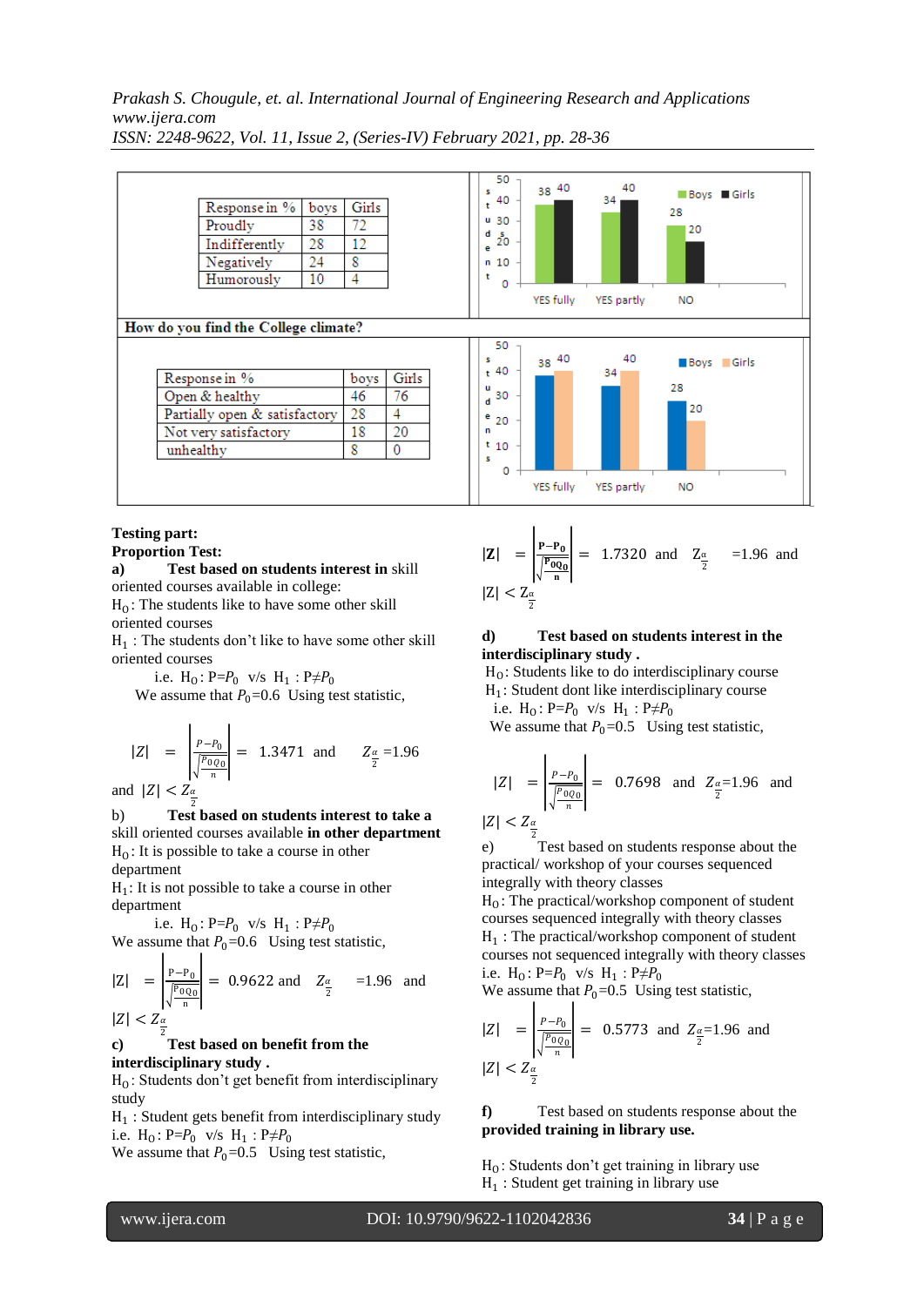| Response in % | boys | Girls |
|---|---|---|
| Proudly | 38 | 72 |
| Indifferently | 28 | 12 |
| Negatively | 24 | 8 |
| Humorously | 10 | 4 |

**How do you find the College climate?**

| Response in % | boys | Girls |
|---|---|---|
| Open & healthy | 46 | 76 |
| Partially open & satisfactory | 28 | 4 |
| Not very satisfactory | 18 | 20 |
| unhealthy | 8 | 0 |

**Testing part:**

**Proportion Test:**

**a) Test based on students interest in** skill oriented courses available in college:

$H_0$: The students like to have some other skill oriented courses

$H_1$ : The students don't like to have some other skill oriented courses

i.e. $H_0: P=P_0$ v/s $H_1 : P \neq P_0$

We assume that $P_0$=0.6 Using test statistic,

$$|Z| = \left| \frac{P-P_0}{\sqrt{\frac{P_0 Q_0}{n}}} \right| = 1.3471 \text{ and } Z_{\frac{\alpha}{2}} = 1.96$$

and $|Z| < Z_{\frac{\alpha}{2}}$

b) **Test based on students interest to take a** skill oriented courses available **in other department**

$H_0$: It is possible to take a course in other department

$H_1$: It is not possible to take a course in other department

i.e. $H_0: P=P_0$ v/s $H_1 : P \neq P_0$

We assume that $P_0$=0.6 Using test statistic,

$$|Z| = \left| \frac{P-P_0}{\sqrt{\frac{P_0 Q_0}{n}}} \right| = 0.9622 \text{ and } Z_{\frac{\alpha}{2}} = 1.96 \text{ and}$$

$|Z| < Z_{\frac{\alpha}{2}}$

**c) Test based on benefit from the interdisciplinary study .**

$H_0$: Students don't get benefit from interdisciplinary study

$H_1$ : Student gets benefit from interdisciplinary study

i.e. $H_0: P=P_0$ v/s $H_1 : P \neq P_0$

We assume that $P_0$=0.5 Using test statistic,

$$|Z| = \left| \frac{P-P_0}{\sqrt{\frac{P_0 Q_0}{n}}} \right| = 1.7320 \text{ and } Z_{\frac{\alpha}{2}} = 1.96 \text{ and}$$

$|Z| < Z_{\frac{\alpha}{2}}$

**d) Test based on students interest in the interdisciplinary study .**

$H_0$: Students like to do interdisciplinary course

$H_1$: Student dont like interdisciplinary course

i.e. $H_0: P=P_0$ v/s $H_1 : P \neq P_0$

We assume that $P_0$=0.5 Using test statistic,

$$|Z| = \left| \frac{P-P_0}{\sqrt{\frac{P_0 Q_0}{n}}} \right| = 0.7698 \text{ and } Z_{\frac{\alpha}{2}} = 1.96 \text{ and}$$

$|Z| < Z_{\frac{\alpha}{2}}$

e) Test based on students response about the practical/ workshop of your courses sequenced integrally with theory classes

$H_0$: The practical/workshop component of student courses sequenced integrally with theory classes

$H_1$ : The practical/workshop component of student courses not sequenced integrally with theory classes

i.e. $H_0: P=P_0$ v/s $H_1 : P \neq P_0$

We assume that $P_0$=0.5 Using test statistic,

$$|Z| = \left| \frac{P-P_0}{\sqrt{\frac{P_0 Q_0}{n}}} \right| = 0.5773 \text{ and } Z_{\frac{\alpha}{2}} = 1.96 \text{ and}$$

$|Z| < Z_{\frac{\alpha}{2}}$

**f)** Test based on students response about the **provided training in library use.**

$H_0$: Students don't get training in library use

$H_1$ : Student get training in library use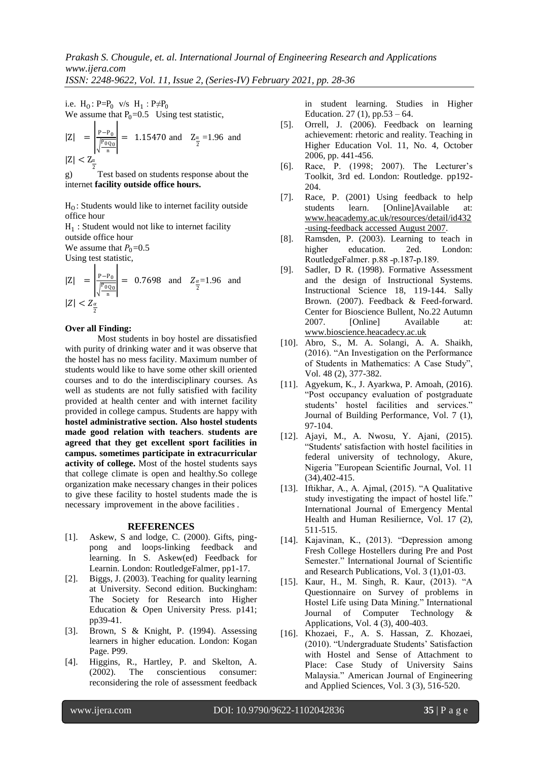i.e. $H_0: P=P_0$ v/s $H_1: P \neq P_0$

We assume that $P_0=0.5$ Using test statistic,

$$|Z| = \left|\frac{P-P_0}{\sqrt{\frac{P_0Q_0}{n}}}\right| = 1.15470 \text{ and } Z_{\frac{\alpha}{2}}=1.96 \text{ and}$$

$|Z| < Z_{\frac{\alpha}{2}}$

g) Test based on students response about the internet **facility outside office hours.**

$H_0$: Students would like to internet facility outside office hour

$H_1$ : Student would not like to internet facility outside office hour

We assume that $P_0=0.5$

Using test statistic,

$$|Z| = \left|\frac{P-P_0}{\sqrt{\frac{P_0Q_0}{n}}}\right| = 0.7698 \text{ and } Z_{\frac{\alpha}{2}}=1.96 \text{ and}$$

$|Z| < Z_{\frac{\alpha}{2}}$

**Over all Finding:**

Most students in boy hostel are dissatisfied with purity of drinking water and it was observe that the hostel has no mess facility. Maximum number of students would like to have some other skill oriented courses and to do the interdisciplinary courses. As well as students are not fully satisfied with facility provided at health center and with internet facility provided in college campus. Students are happy with **hostel administrative section. Also hostel students made good relation with teachers**. **students are agreed that they get excellent sport facilities in campus. sometimes participate in extracurricular activity of college.** Most of the hostel students says that college climate is open and healthy.So college organization make necessary changes in their polices to give these facility to hostel students made the is necessary improvement in the above facilities .

## REFERENCES

[1]. Askew, S and lodge, C. (2000). Gifts, ping-pong and loops-linking feedback and learning. In S. Askew(ed) Feedback for Learnin. London: RoutledgeFalmer, pp1-17.

[2]. Biggs, J. (2003). Teaching for quality learning at University. Second edition. Buckingham: The Society for Research into Higher Education & Open University Press. p141; pp39-41.

[3]. Brown, S & Knight, P. (1994). Assessing learners in higher education. London: Kogan Page. P99.

[4]. Higgins, R., Hartley, P. and Skelton, A. (2002). The conscientious consumer: reconsidering the role of assessment feedback in student learning. Studies in Higher Education. 27 (1), pp.53 – 64.

[5]. Orrell, J. (2006). Feedback on learning achievement: rhetoric and reality. Teaching in Higher Education Vol. 11, No. 4, October 2006, pp. 441-456.

[6]. Race, P. (1998; 2007). The Lecturer's Toolkit, 3rd ed. London: Routledge. pp192-204.

[7]. Race, P. (2001) Using feedback to help students learn. [Online]Available at: www.heacademy.ac.uk/resources/detail/id432-using-feedback accessed August 2007.

[8]. Ramsden, P. (2003). Learning to teach in higher education. 2ed. London: RoutledgeFalmer. p.88 -p.187-p.189.

[9]. Sadler, D R. (1998). Formative Assessment and the design of Instructional Systems. Instructional Science 18, 119-144. Sally Brown. (2007). Feedback & Feed-forward. Center for Bioscience Bullent, No.22 Autumn 2007. [Online] Available at: www.bioscience.heacadecy.ac.uk

[10]. Abro, S., M. A. Solangi, A. A. Shaikh, (2016). "An Investigation on the Performance of Students in Mathematics: A Case Study", Vol. 48 (2), 377-382.

[11]. Agyekum, K., J. Ayarkwa, P. Amoah, (2016). "Post occupancy evaluation of postgraduate students' hostel facilities and services." Journal of Building Performance, Vol. 7 (1), 97-104.

[12]. Ajayi, M., A. Nwosu, Y. Ajani, (2015). "Students' satisfaction with hostel facilities in federal university of technology, Akure, Nigeria "European Scientific Journal, Vol. 11 (34),402-415.

[13]. Iftikhar, A., A. Ajmal, (2015). "A Qualitative study investigating the impact of hostel life." International Journal of Emergency Mental Health and Human Resiliernce, Vol. 17 (2), 511-515.

[14]. Kajavinan, K., (2013). "Depression among Fresh College Hostellers during Pre and Post Semester." International Journal of Scientific and Research Publications, Vol. 3 (1),01-03.

[15]. Kaur, H., M. Singh, R. Kaur, (2013). "A Questionnaire on Survey of problems in Hostel Life using Data Mining." International Journal of Computer Technology & Applications, Vol. 4 (3), 400-403.

[16]. Khozaei, F., A. S. Hassan, Z. Khozaei, (2010). "Undergraduate Students' Satisfaction with Hostel and Sense of Attachment to Place: Case Study of University Sains Malaysia." American Journal of Engineering and Applied Sciences, Vol. 3 (3), 516-520.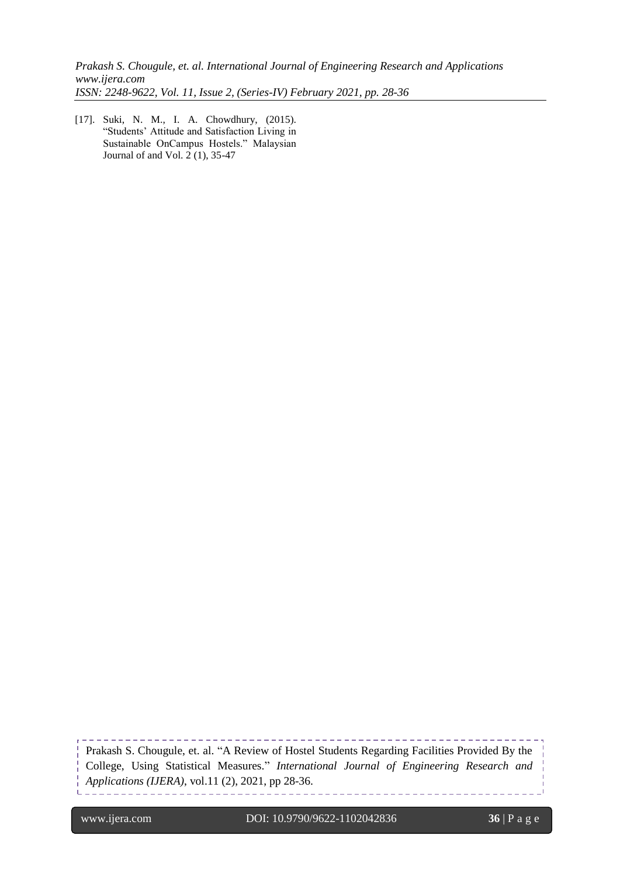[17]. Suki, N. M., I. A. Chowdhury, (2015). "Students' Attitude and Satisfaction Living in Sustainable OnCampus Hostels." Malaysian Journal of and Vol. 2 (1), 35-47

Prakash S. Chougule, et. al. "A Review of Hostel Students Regarding Facilities Provided By the College, Using Statistical Measures." *International Journal of Engineering Research and Applications (IJERA)*, vol.11 (2), 2021, pp 28-36.